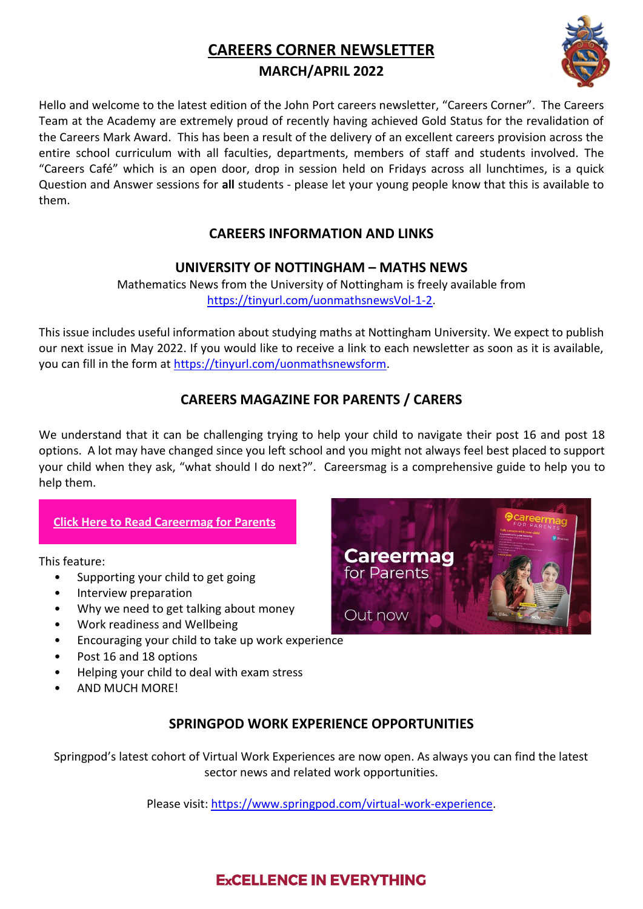# CAREERS CORNER NEWSLETTER

## MARCH/APRIL 2022

Hello and welcome to the latest edition of the John Port careers newsletter, "Careers Corner". The Careers Team at the Academy are extremely proud of recently having achieved Gold Status for the revalidation of the Careers Mark Award. This has been a result of the delivery of an excellent careers provision across the entire school curriculum with all faculties, departments, members of staff and students involved. The "Careers Café" which is an open door, drop in session held on Fridays across all lunchtimes, is a quick Question and Answer sessions for **all** students - please let your young people know that this is available to them.

## CAREERS INFORMATION AND LINKS

### UNIVERSITY OF NOTTINGHAM – MATHS NEWS

Mathematics News from the University of Nottingham is freely available from https://tinyurl.com/uonmathsnewsVol-1-2.

This issue includes useful information about studying maths at Nottingham University. We expect to publish our next issue in May 2022. If you would like to receive a link to each newsletter as soon as it is available, you can fill in the form at https://tinyurl.com/uonmathsnewsform.

### CAREERS MAGAZINE FOR PARENTS / CARERS

We understand that it can be challenging trying to help your child to navigate their post 16 and post 18 options. A lot may have changed since you left school and you might not always feel best placed to support your child when they ask, "what should I do next?". Careersmag is a comprehensive guide to help you to help them.

**Click Here to Read Careermag for Parents**

Careermag for Parents

Out now

This feature:

- Supporting your child to get going
- Interview preparation
- Why we need to get talking about money
- Work readiness and Wellbeing
- Encouraging your child to take up work experience
- Post 16 and 18 options
- Helping your child to deal with exam stress
- AND MUCH MORE!

### SPRINGPOD WORK EXPERIENCE OPPORTUNITIES

Springpod's latest cohort of Virtual Work Experiences are now open. As always you can find the latest sector news and related work opportunities.

Please visit: https://www.springpod.com/virtual-work-experience.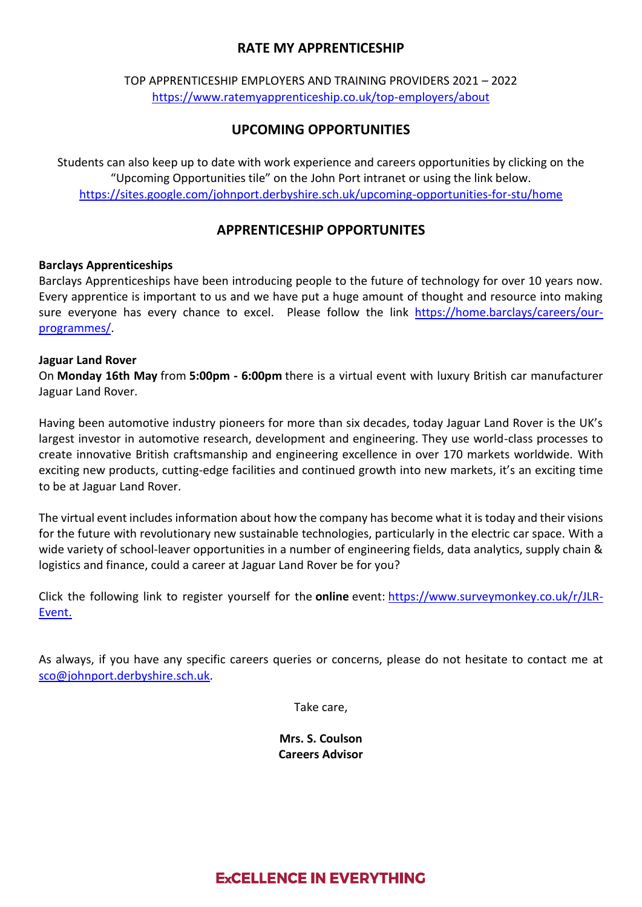## RATE MY APPRENTICESHIP

TOP APPRENTICESHIP EMPLOYERS AND TRAINING PROVIDERS 2021 – 2022
https://www.ratemyapprenticeship.co.uk/top-employers/about

## UPCOMING OPPORTUNITIES

Students can also keep up to date with work experience and careers opportunities by clicking on the "Upcoming Opportunities tile" on the John Port intranet or using the link below.
https://sites.google.com/johnport.derbyshire.sch.uk/upcoming-opportunities-for-stu/home

## APPRENTICESHIP OPPORTUNITES

**Barclays Apprenticeships**
Barclays Apprenticeships have been introducing people to the future of technology for over 10 years now. Every apprentice is important to us and we have put a huge amount of thought and resource into making sure everyone has every chance to excel. Please follow the link https://home.barclays/careers/our-programmes/.

**Jaguar Land Rover**
On **Monday 16th May** from **5:00pm - 6:00pm** there is a virtual event with luxury British car manufacturer Jaguar Land Rover.

Having been automotive industry pioneers for more than six decades, today Jaguar Land Rover is the UK's largest investor in automotive research, development and engineering. They use world-class processes to create innovative British craftsmanship and engineering excellence in over 170 markets worldwide. With exciting new products, cutting-edge facilities and continued growth into new markets, it's an exciting time to be at Jaguar Land Rover.

The virtual event includes information about how the company has become what it is today and their visions for the future with revolutionary new sustainable technologies, particularly in the electric car space. With a wide variety of school-leaver opportunities in a number of engineering fields, data analytics, supply chain & logistics and finance, could a career at Jaguar Land Rover be for you?

Click the following link to register yourself for the **online** event: https://www.surveymonkey.co.uk/r/JLR-Event.

As always, if you have any specific careers queries or concerns, please do not hesitate to contact me at sco@johnport.derbyshire.sch.uk.

Take care,

**Mrs. S. Coulson**
**Careers Advisor**